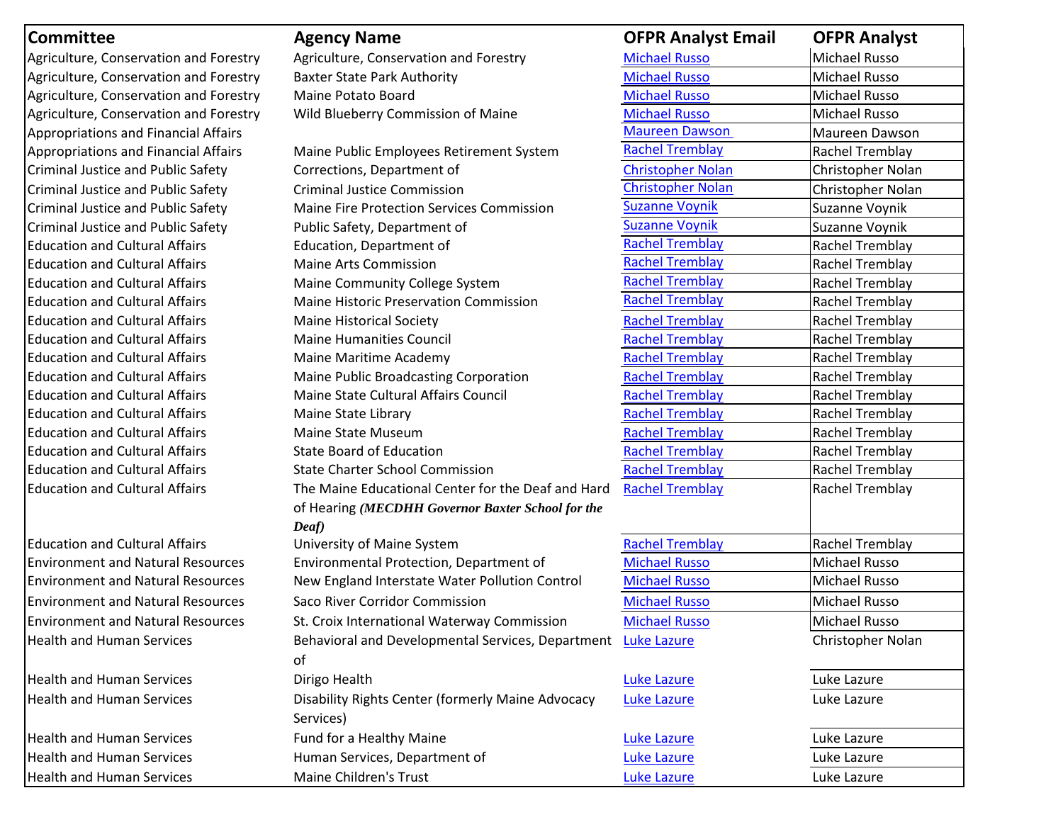| Committee | Agency Name | OFPR Analyst Email | OFPR Analyst |
|---|---|---|---|
| Agriculture, Conservation and Forestry | Agriculture, Conservation and Forestry | Michael Russo | Michael Russo |
| Agriculture, Conservation and Forestry | Baxter State Park Authority | Michael Russo | Michael Russo |
| Agriculture, Conservation and Forestry | Maine Potato Board | Michael Russo | Michael Russo |
| Agriculture, Conservation and Forestry | Wild Blueberry Commission of Maine | Michael Russo | Michael Russo |
| Appropriations and Financial Affairs | | Maureen Dawson | Maureen Dawson |
| Appropriations and Financial Affairs | Maine Public Employees Retirement System | Rachel Tremblay | Rachel Tremblay |
| Criminal Justice and Public Safety | Corrections, Department of | Christopher Nolan | Christopher Nolan |
| Criminal Justice and Public Safety | Criminal Justice Commission | Christopher Nolan | Christopher Nolan |
| Criminal Justice and Public Safety | Maine Fire Protection Services Commission | Suzanne Voynik | Suzanne Voynik |
| Criminal Justice and Public Safety | Public Safety, Department of | Suzanne Voynik | Suzanne Voynik |
| Education and Cultural Affairs | Education, Department of | Rachel Tremblay | Rachel Tremblay |
| Education and Cultural Affairs | Maine Arts Commission | Rachel Tremblay | Rachel Tremblay |
| Education and Cultural Affairs | Maine Community College System | Rachel Tremblay | Rachel Tremblay |
| Education and Cultural Affairs | Maine Historic Preservation Commission | Rachel Tremblay | Rachel Tremblay |
| Education and Cultural Affairs | Maine Historical Society | Rachel Tremblay | Rachel Tremblay |
| Education and Cultural Affairs | Maine Humanities Council | Rachel Tremblay | Rachel Tremblay |
| Education and Cultural Affairs | Maine Maritime Academy | Rachel Tremblay | Rachel Tremblay |
| Education and Cultural Affairs | Maine Public Broadcasting Corporation | Rachel Tremblay | Rachel Tremblay |
| Education and Cultural Affairs | Maine State Cultural Affairs Council | Rachel Tremblay | Rachel Tremblay |
| Education and Cultural Affairs | Maine State Library | Rachel Tremblay | Rachel Tremblay |
| Education and Cultural Affairs | Maine State Museum | Rachel Tremblay | Rachel Tremblay |
| Education and Cultural Affairs | State Board of Education | Rachel Tremblay | Rachel Tremblay |
| Education and Cultural Affairs | State Charter School Commission | Rachel Tremblay | Rachel Tremblay |
| Education and Cultural Affairs | The Maine Educational Center for the Deaf and Hard of Hearing ***(MECDHH Governor Baxter School for the Deaf)*** | Rachel Tremblay | Rachel Tremblay |
| Education and Cultural Affairs | University of Maine System | Rachel Tremblay | Rachel Tremblay |
| Environment and Natural Resources | Environmental Protection, Department of | Michael Russo | Michael Russo |
| Environment and Natural Resources | New England Interstate Water Pollution Control | Michael Russo | Michael Russo |
| Environment and Natural Resources | Saco River Corridor Commission | Michael Russo | Michael Russo |
| Environment and Natural Resources | St. Croix International Waterway Commission | Michael Russo | Michael Russo |
| Health and Human Services | Behavioral and Developmental Services, Department of | Luke Lazure | Christopher Nolan |
| Health and Human Services | Dirigo Health | Luke Lazure | Luke Lazure |
| Health and Human Services | Disability Rights Center (formerly Maine Advocacy Services) | Luke Lazure | Luke Lazure |
| Health and Human Services | Fund for a Healthy Maine | Luke Lazure | Luke Lazure |
| Health and Human Services | Human Services, Department of | Luke Lazure | Luke Lazure |
| Health and Human Services | Maine Children's Trust | Luke Lazure | Luke Lazure |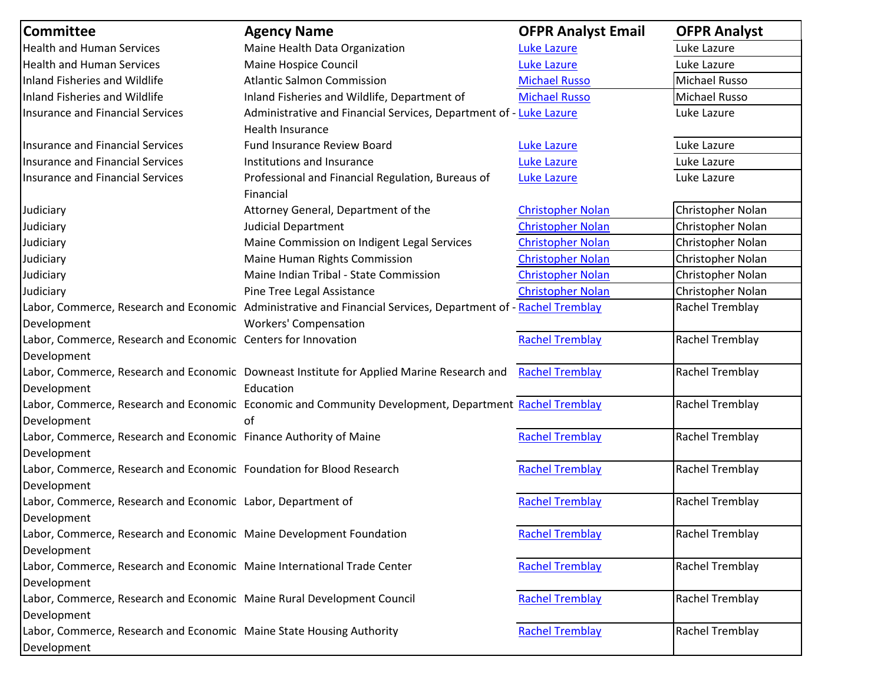| Committee | Agency Name | OFPR Analyst Email | OFPR Analyst |
|---|---|---|---|
| Health and Human Services | Maine Health Data Organization | Luke Lazure | Luke Lazure |
| Health and Human Services | Maine Hospice Council | Luke Lazure | Luke Lazure |
| Inland Fisheries and Wildlife | Atlantic Salmon Commission | Michael Russo | Michael Russo |
| Inland Fisheries and Wildlife | Inland Fisheries and Wildlife, Department of | Michael Russo | Michael Russo |
| Insurance and Financial Services | Administrative and Financial Services, Department of - Health Insurance | Luke Lazure | Luke Lazure |
| Insurance and Financial Services | Fund Insurance Review Board | Luke Lazure | Luke Lazure |
| Insurance and Financial Services | Institutions and Insurance | Luke Lazure | Luke Lazure |
| Insurance and Financial Services | Professional and Financial Regulation, Bureaus of Financial | Luke Lazure | Luke Lazure |
| Judiciary | Attorney General, Department of the | Christopher Nolan | Christopher Nolan |
| Judiciary | Judicial Department | Christopher Nolan | Christopher Nolan |
| Judiciary | Maine Commission on Indigent Legal Services | Christopher Nolan | Christopher Nolan |
| Judiciary | Maine Human Rights Commission | Christopher Nolan | Christopher Nolan |
| Judiciary | Maine Indian Tribal - State Commission | Christopher Nolan | Christopher Nolan |
| Judiciary | Pine Tree Legal Assistance | Christopher Nolan | Christopher Nolan |
| Labor, Commerce, Research and Economic Development | Administrative and Financial Services, Department of - Workers' Compensation | Rachel Tremblay | Rachel Tremblay |
| Labor, Commerce, Research and Economic Development | Centers for Innovation | Rachel Tremblay | Rachel Tremblay |
| Labor, Commerce, Research and Economic Development | Downeast Institute for Applied Marine Research and Education | Rachel Tremblay | Rachel Tremblay |
| Labor, Commerce, Research and Economic Development | Economic and Community Development, Department of | Rachel Tremblay | Rachel Tremblay |
| Labor, Commerce, Research and Economic Development | Finance Authority of Maine | Rachel Tremblay | Rachel Tremblay |
| Labor, Commerce, Research and Economic Development | Foundation for Blood Research | Rachel Tremblay | Rachel Tremblay |
| Labor, Commerce, Research and Economic Development | Labor, Department of | Rachel Tremblay | Rachel Tremblay |
| Labor, Commerce, Research and Economic Development | Maine Development Foundation | Rachel Tremblay | Rachel Tremblay |
| Labor, Commerce, Research and Economic Development | Maine International Trade Center | Rachel Tremblay | Rachel Tremblay |
| Labor, Commerce, Research and Economic Development | Maine Rural Development Council | Rachel Tremblay | Rachel Tremblay |
| Labor, Commerce, Research and Economic Development | Maine State Housing Authority | Rachel Tremblay | Rachel Tremblay |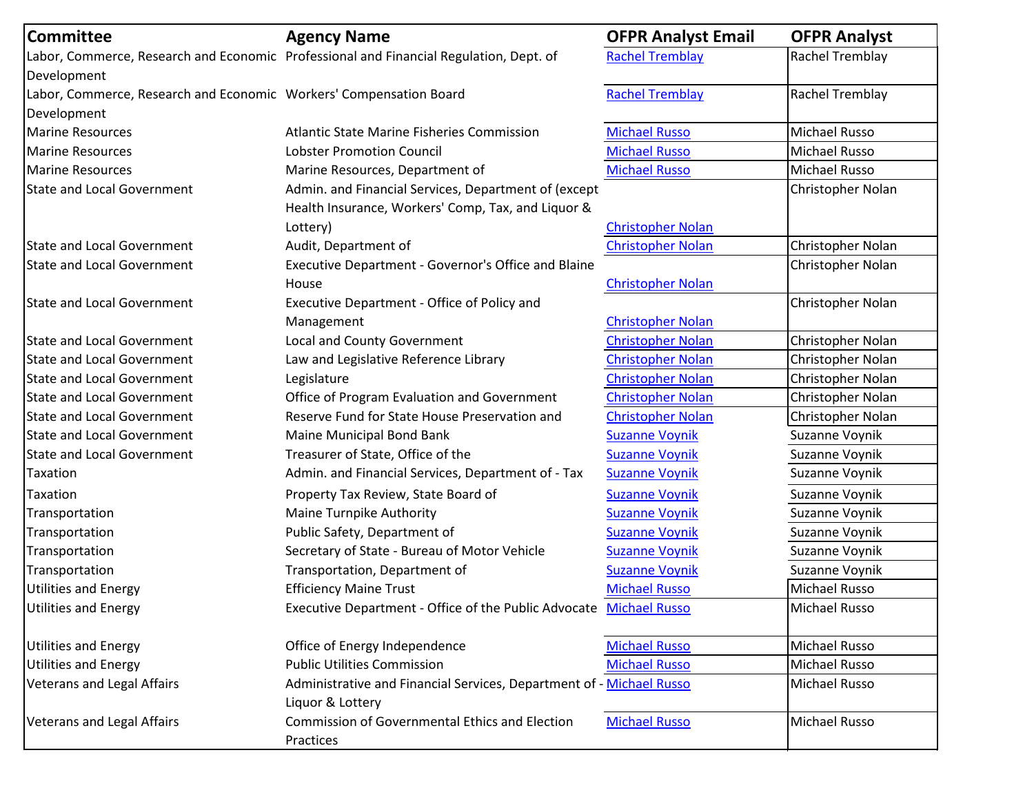| Committee | Agency Name | OFPR Analyst Email | OFPR Analyst |
|---|---|---|---|
| Labor, Commerce, Research and Economic Development | Professional and Financial Regulation, Dept. of | Rachel Tremblay | Rachel Tremblay |
| Labor, Commerce, Research and Economic Development | Workers' Compensation Board | Rachel Tremblay | Rachel Tremblay |
| Marine Resources | Atlantic State Marine Fisheries Commission | Michael Russo | Michael Russo |
| Marine Resources | Lobster Promotion Council | Michael Russo | Michael Russo |
| Marine Resources | Marine Resources, Department of | Michael Russo | Michael Russo |
| State and Local Government | Admin. and Financial Services, Department of (except Health Insurance, Workers' Comp, Tax, and Liquor & Lottery) | Christopher Nolan | Christopher Nolan |
| State and Local Government | Audit, Department of | Christopher Nolan | Christopher Nolan |
| State and Local Government | Executive Department - Governor's Office and Blaine House | Christopher Nolan | Christopher Nolan |
| State and Local Government | Executive Department - Office of Policy and Management | Christopher Nolan | Christopher Nolan |
| State and Local Government | Local and County Government | Christopher Nolan | Christopher Nolan |
| State and Local Government | Law and Legislative Reference Library | Christopher Nolan | Christopher Nolan |
| State and Local Government | Legislature | Christopher Nolan | Christopher Nolan |
| State and Local Government | Office of Program Evaluation and Government | Christopher Nolan | Christopher Nolan |
| State and Local Government | Reserve Fund for State House Preservation and | Christopher Nolan | Christopher Nolan |
| State and Local Government | Maine Municipal Bond Bank | Suzanne Voynik | Suzanne Voynik |
| State and Local Government | Treasurer of State, Office of the | Suzanne Voynik | Suzanne Voynik |
| Taxation | Admin. and Financial Services, Department of - Tax | Suzanne Voynik | Suzanne Voynik |
| Taxation | Property Tax Review, State Board of | Suzanne Voynik | Suzanne Voynik |
| Transportation | Maine Turnpike Authority | Suzanne Voynik | Suzanne Voynik |
| Transportation | Public Safety, Department of | Suzanne Voynik | Suzanne Voynik |
| Transportation | Secretary of State - Bureau of Motor Vehicle | Suzanne Voynik | Suzanne Voynik |
| Transportation | Transportation, Department of | Suzanne Voynik | Suzanne Voynik |
| Utilities and Energy | Efficiency Maine Trust | Michael Russo | Michael Russo |
| Utilities and Energy | Executive Department - Office of the Public Advocate | Michael Russo | Michael Russo |
| Utilities and Energy | Office of Energy Independence | Michael Russo | Michael Russo |
| Utilities and Energy | Public Utilities Commission | Michael Russo | Michael Russo |
| Veterans and Legal Affairs | Administrative and Financial Services, Department of - Liquor & Lottery | Michael Russo | Michael Russo |
| Veterans and Legal Affairs | Commission of Governmental Ethics and Election Practices | Michael Russo | Michael Russo |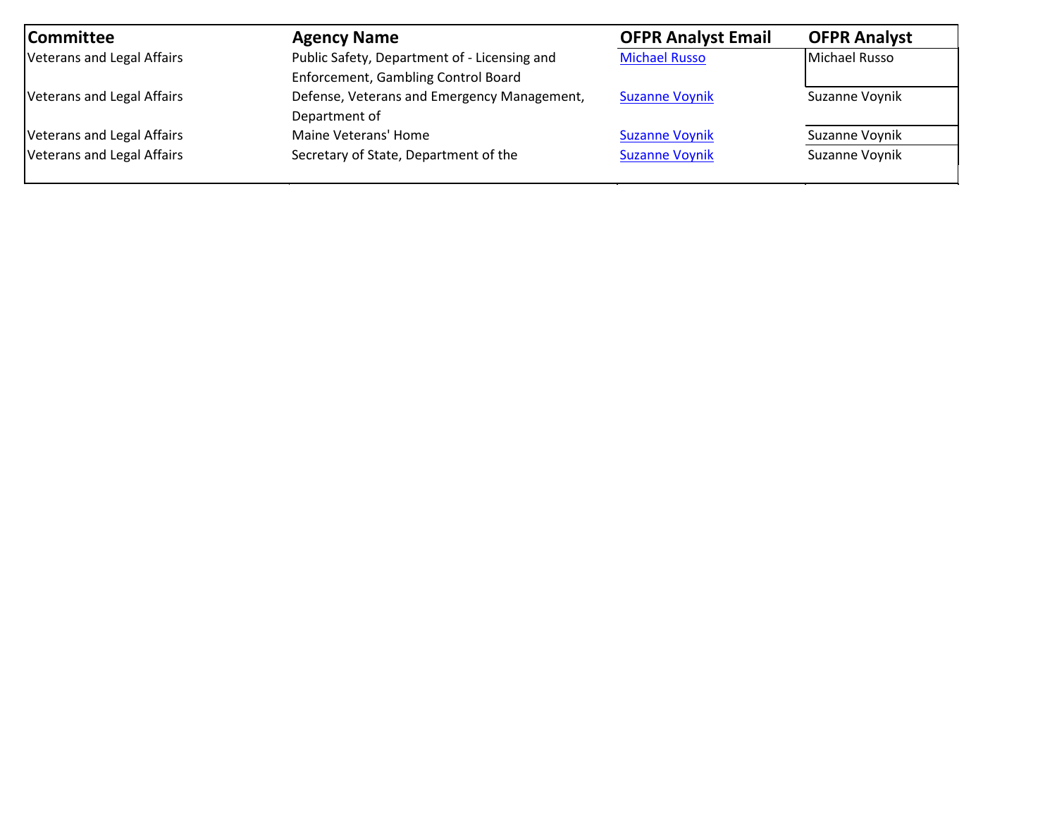| Committee | Agency Name | OFPR Analyst Email | OFPR Analyst |
|---|---|---|---|
| Veterans and Legal Affairs | Public Safety, Department of - Licensing and Enforcement, Gambling Control Board | Michael Russo | Michael Russo |
| Veterans and Legal Affairs | Defense, Veterans and Emergency Management, Department of | Suzanne Voynik | Suzanne Voynik |
| Veterans and Legal Affairs | Maine Veterans' Home | Suzanne Voynik | Suzanne Voynik |
| Veterans and Legal Affairs | Secretary of State, Department of the | Suzanne Voynik | Suzanne Voynik |